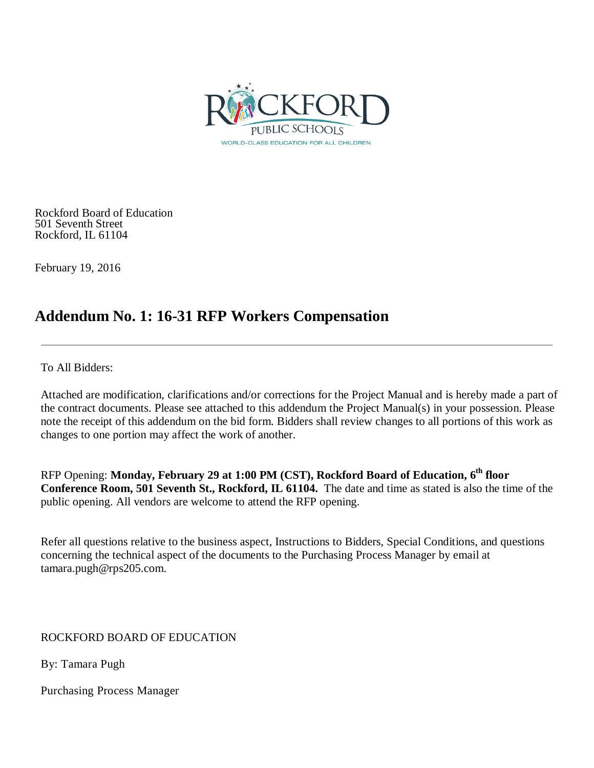Rockford Board of Education
501 Seventh Street
Rockford, IL 61104

February 19, 2016

## Addendum No. 1: 16-31 RFP Workers Compensation

---

To All Bidders:

Attached are modification, clarifications and/or corrections for the Project Manual and is hereby made a part of the contract documents. Please see attached to this addendum the Project Manual(s) in your possession. Please note the receipt of this addendum on the bid form. Bidders shall review changes to all portions of this work as changes to one portion may affect the work of another.

RFP Opening: **Monday, February 29 at 1:00 PM (CST), Rockford Board of Education, 6th floor Conference Room, 501 Seventh St., Rockford, IL 61104.** The date and time as stated is also the time of the public opening. All vendors are welcome to attend the RFP opening.

Refer all questions relative to the business aspect, Instructions to Bidders, Special Conditions, and questions concerning the technical aspect of the documents to the Purchasing Process Manager by email at tamara.pugh@rps205.com.

ROCKFORD BOARD OF EDUCATION

By: Tamara Pugh

Purchasing Process Manager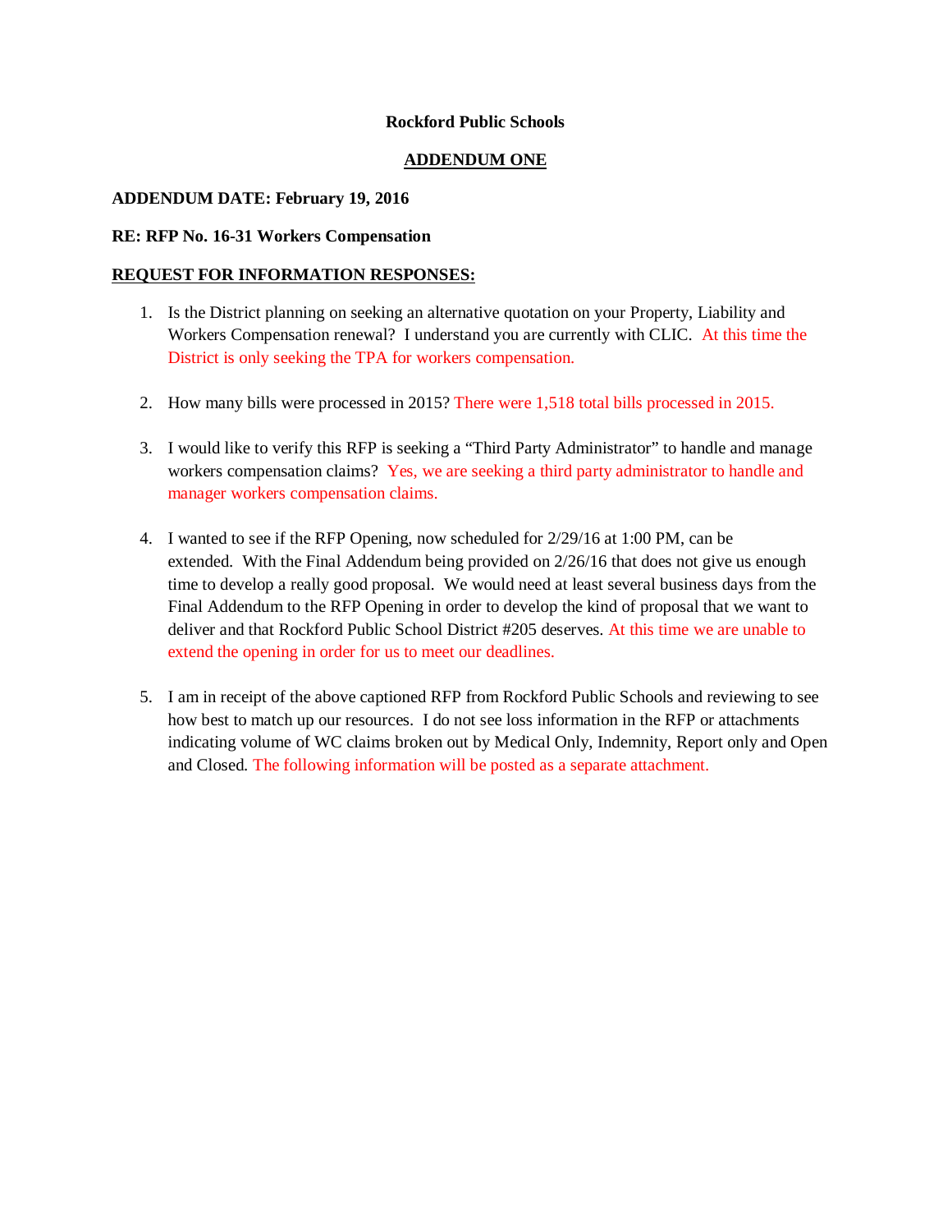**Rockford Public Schools**

**ADDENDUM ONE**

**ADDENDUM DATE: February 19, 2016**

**RE: RFP No. 16-31 Workers Compensation**

**REQUEST FOR INFORMATION RESPONSES:**

1. Is the District planning on seeking an alternative quotation on your Property, Liability and Workers Compensation renewal? I understand you are currently with CLIC. At this time the District is only seeking the TPA for workers compensation.

2. How many bills were processed in 2015? There were 1,518 total bills processed in 2015.

3. I would like to verify this RFP is seeking a "Third Party Administrator" to handle and manage workers compensation claims? Yes, we are seeking a third party administrator to handle and manager workers compensation claims.

4. I wanted to see if the RFP Opening, now scheduled for 2/29/16 at 1:00 PM, can be extended. With the Final Addendum being provided on 2/26/16 that does not give us enough time to develop a really good proposal. We would need at least several business days from the Final Addendum to the RFP Opening in order to develop the kind of proposal that we want to deliver and that Rockford Public School District #205 deserves. At this time we are unable to extend the opening in order for us to meet our deadlines.

5. I am in receipt of the above captioned RFP from Rockford Public Schools and reviewing to see how best to match up our resources. I do not see loss information in the RFP or attachments indicating volume of WC claims broken out by Medical Only, Indemnity, Report only and Open and Closed. The following information will be posted as a separate attachment.